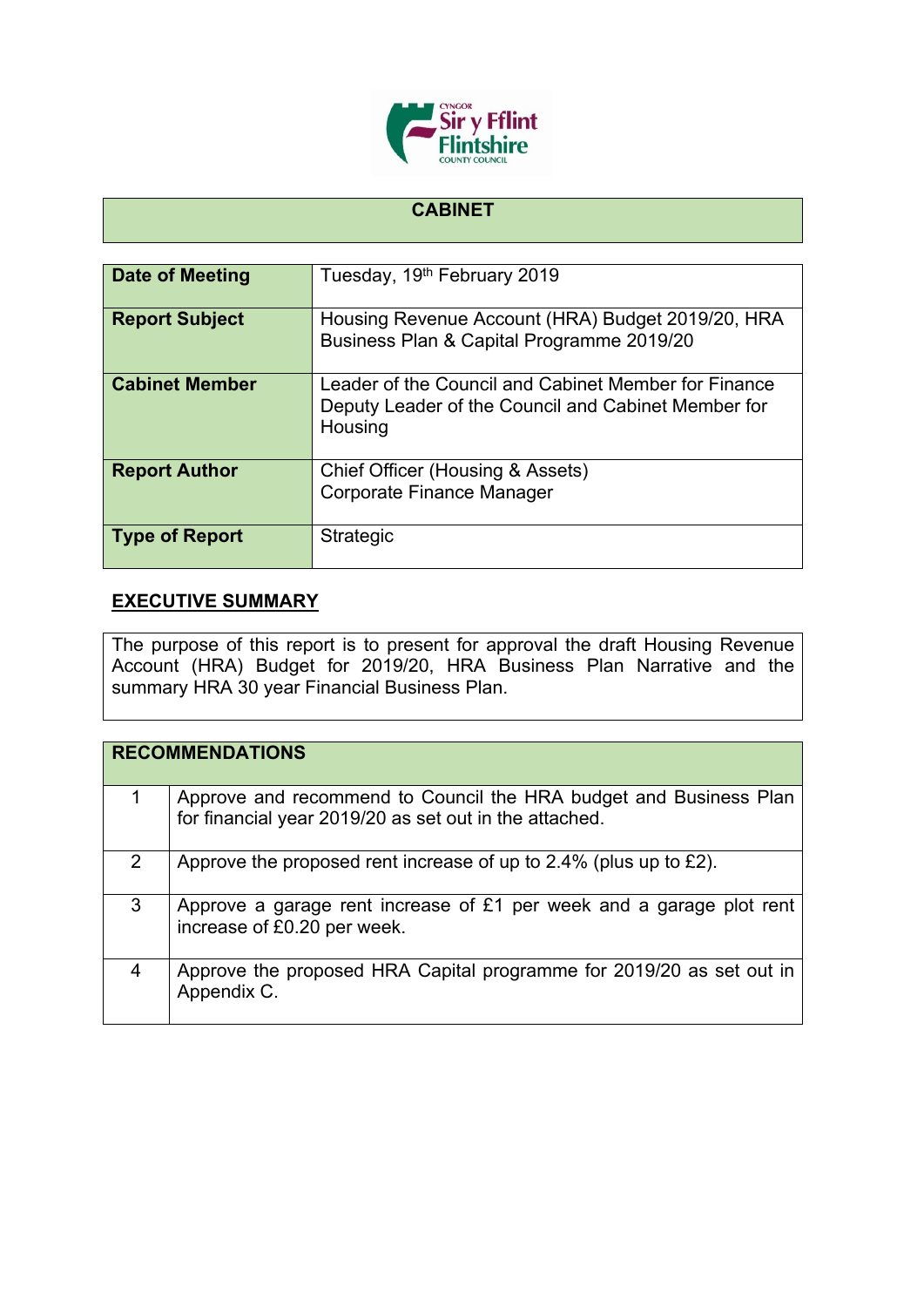## CABINET

| | |
|---|---|
| **Date of Meeting** | Tuesday, 19th February 2019 |
| **Report Subject** | Housing Revenue Account (HRA) Budget 2019/20, HRA Business Plan & Capital Programme 2019/20 |
| **Cabinet Member** | Leader of the Council and Cabinet Member for Finance<br>Deputy Leader of the Council and Cabinet Member for Housing |
| **Report Author** | Chief Officer (Housing & Assets)<br>Corporate Finance Manager |
| **Type of Report** | Strategic |

## EXECUTIVE SUMMARY

The purpose of this report is to present for approval the draft Housing Revenue Account (HRA) Budget for 2019/20, HRA Business Plan Narrative and the summary HRA 30 year Financial Business Plan.

| RECOMMENDATIONS | |
|---|---|
| 1 | Approve and recommend to Council the HRA budget and Business Plan for financial year 2019/20 as set out in the attached. |
| 2 | Approve the proposed rent increase of up to 2.4% (plus up to £2). |
| 3 | Approve a garage rent increase of £1 per week and a garage plot rent increase of £0.20 per week. |
| 4 | Approve the proposed HRA Capital programme for 2019/20 as set out in Appendix C. |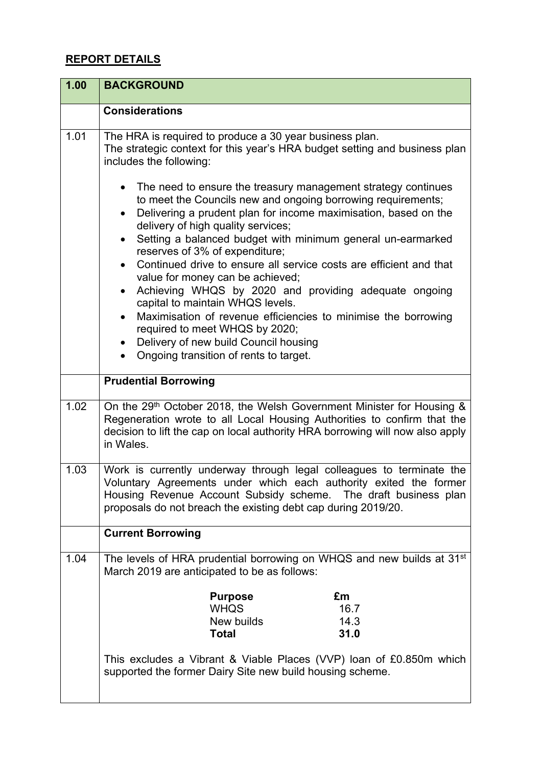## REPORT DETAILS

| 1.00 | BACKGROUND |
|---|---|
| | **Considerations** |
| 1.01 | The HRA is required to produce a 30 year business plan.<br>The strategic context for this year's HRA budget setting and business plan includes the following:<br><br>• The need to ensure the treasury management strategy continues to meet the Councils new and ongoing borrowing requirements;<br>• Delivering a prudent plan for income maximisation, based on the delivery of high quality services;<br>• Setting a balanced budget with minimum general un-earmarked reserves of 3% of expenditure;<br>• Continued drive to ensure all service costs are efficient and that value for money can be achieved;<br>• Achieving WHQS by 2020 and providing adequate ongoing capital to maintain WHQS levels.<br>• Maximisation of revenue efficiencies to minimise the borrowing required to meet WHQS by 2020;<br>• Delivery of new build Council housing<br>• Ongoing transition of rents to target. |
| | **Prudential Borrowing** |
| 1.02 | On the 29th October 2018, the Welsh Government Minister for Housing & Regeneration wrote to all Local Housing Authorities to confirm that the decision to lift the cap on local authority HRA borrowing will now also apply in Wales. |
| 1.03 | Work is currently underway through legal colleagues to terminate the Voluntary Agreements under which each authority exited the former Housing Revenue Account Subsidy scheme. The draft business plan proposals do not breach the existing debt cap during 2019/20. |
| | **Current Borrowing** |
| 1.04 | The levels of HRA prudential borrowing on WHQS and new builds at 31st March 2019 are anticipated to be as follows:<br><br>**Purpose** — **£m**<br>WHQS — 16.7<br>New builds — 14.3<br>**Total** — **31.0**<br><br>This excludes a Vibrant & Viable Places (VVP) loan of £0.850m which supported the former Dairy Site new build housing scheme. |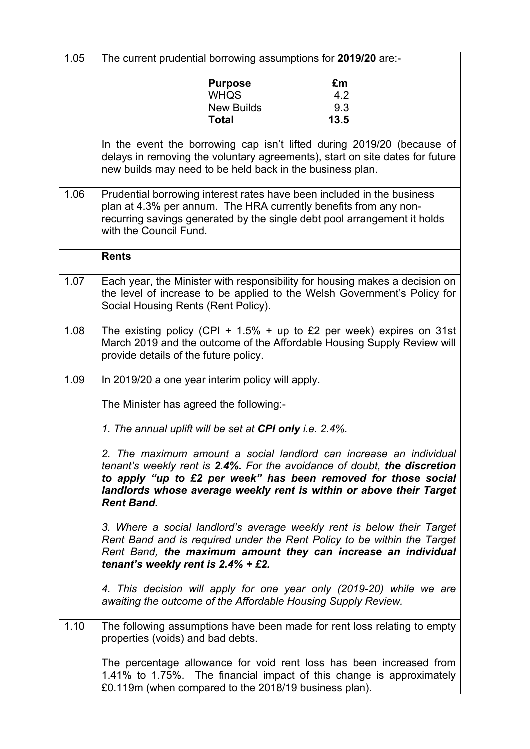| | |
|---|---|
| 1.05 | The current prudential borrowing assumptions for **2019/20** are:-<br><br>**Purpose** — **£m**<br>WHQS — 4.2<br>New Builds — 9.3<br>**Total** — **13.5**<br><br>In the event the borrowing cap isn't lifted during 2019/20 (because of delays in removing the voluntary agreements), start on site dates for future new builds may need to be held back in the business plan. |
| 1.06 | Prudential borrowing interest rates have been included in the business plan at 4.3% per annum. The HRA currently benefits from any non-recurring savings generated by the single debt pool arrangement it holds with the Council Fund. |
| | **Rents** |
| 1.07 | Each year, the Minister with responsibility for housing makes a decision on the level of increase to be applied to the Welsh Government's Policy for Social Housing Rents (Rent Policy). |
| 1.08 | The existing policy (CPI + 1.5% + up to £2 per week) expires on 31st March 2019 and the outcome of the Affordable Housing Supply Review will provide details of the future policy. |
| 1.09 | In 2019/20 a one year interim policy will apply.<br><br>The Minister has agreed the following:-<br><br>*1. The annual uplift will be set at **CPI only** i.e. 2.4%.*<br><br>*2. The maximum amount a social landlord can increase an individual tenant's weekly rent is **2.4%.** For the avoidance of doubt, **the discretion to apply "up to £2 per week" has been removed for those social landlords whose average weekly rent is within or above their Target Rent Band.***<br><br>*3. Where a social landlord's average weekly rent is below their Target Rent Band and is required under the Rent Policy to be within the Target Rent Band, **the maximum amount they can increase an individual tenant's weekly rent is 2.4% + £2.***<br><br>*4. This decision will apply for one year only (2019-20) while we are awaiting the outcome of the Affordable Housing Supply Review.* |
| 1.10 | The following assumptions have been made for rent loss relating to empty properties (voids) and bad debts.<br><br>The percentage allowance for void rent loss has been increased from 1.41% to 1.75%. The financial impact of this change is approximately £0.119m (when compared to the 2018/19 business plan). |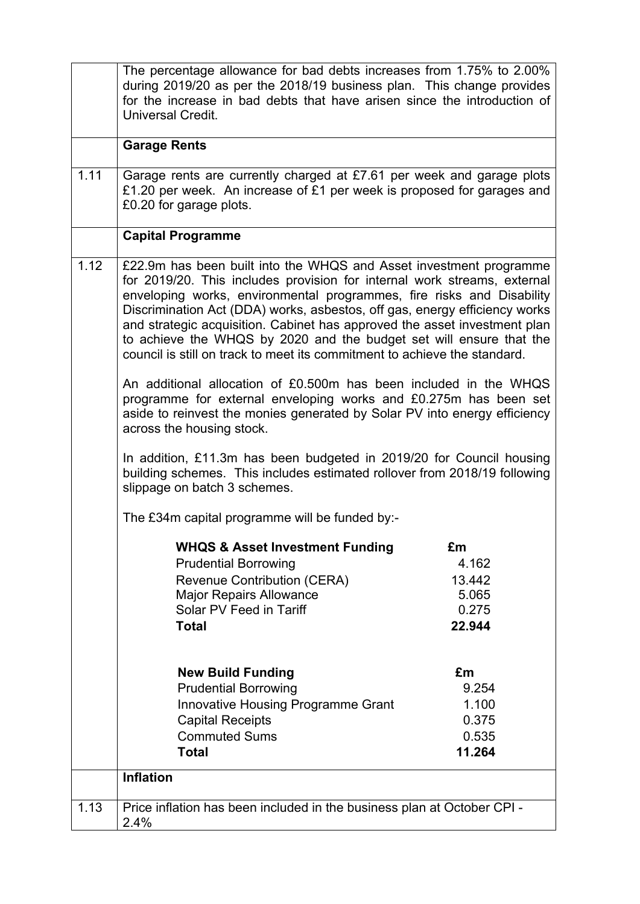| | |
|---|---|
| | The percentage allowance for bad debts increases from 1.75% to 2.00% during 2019/20 as per the 2018/19 business plan. This change provides for the increase in bad debts that have arisen since the introduction of Universal Credit. |
| | **Garage Rents** |
| 1.11 | Garage rents are currently charged at £7.61 per week and garage plots £1.20 per week. An increase of £1 per week is proposed for garages and £0.20 for garage plots. |
| | **Capital Programme** |
| 1.12 | £22.9m has been built into the WHQS and Asset investment programme for 2019/20. This includes provision for internal work streams, external enveloping works, environmental programmes, fire risks and Disability Discrimination Act (DDA) works, asbestos, off gas, energy efficiency works and strategic acquisition. Cabinet has approved the asset investment plan to achieve the WHQS by 2020 and the budget set will ensure that the council is still on track to meet its commitment to achieve the standard.<br><br>An additional allocation of £0.500m has been included in the WHQS programme for external enveloping works and £0.275m has been set aside to reinvest the monies generated by Solar PV into energy efficiency across the housing stock.<br><br>In addition, £11.3m has been budgeted in 2019/20 for Council housing building schemes. This includes estimated rollover from 2018/19 following slippage on batch 3 schemes.<br><br>The £34m capital programme will be funded by:- |

| **WHQS & Asset Investment Funding** | **£m** |
|---|---|
| Prudential Borrowing | 4.162 |
| Revenue Contribution (CERA) | 13.442 |
| Major Repairs Allowance | 5.065 |
| Solar PV Feed in Tariff | 0.275 |
| **Total** | **22.944** |

| **New Build Funding** | **£m** |
|---|---|
| Prudential Borrowing | 9.254 |
| Innovative Housing Programme Grant | 1.100 |
| Capital Receipts | 0.375 |
| Commuted Sums | 0.535 |
| **Total** | **11.264** |

| | |
|---|---|
| | **Inflation** |
| 1.13 | Price inflation has been included in the business plan at October CPI - 2.4% |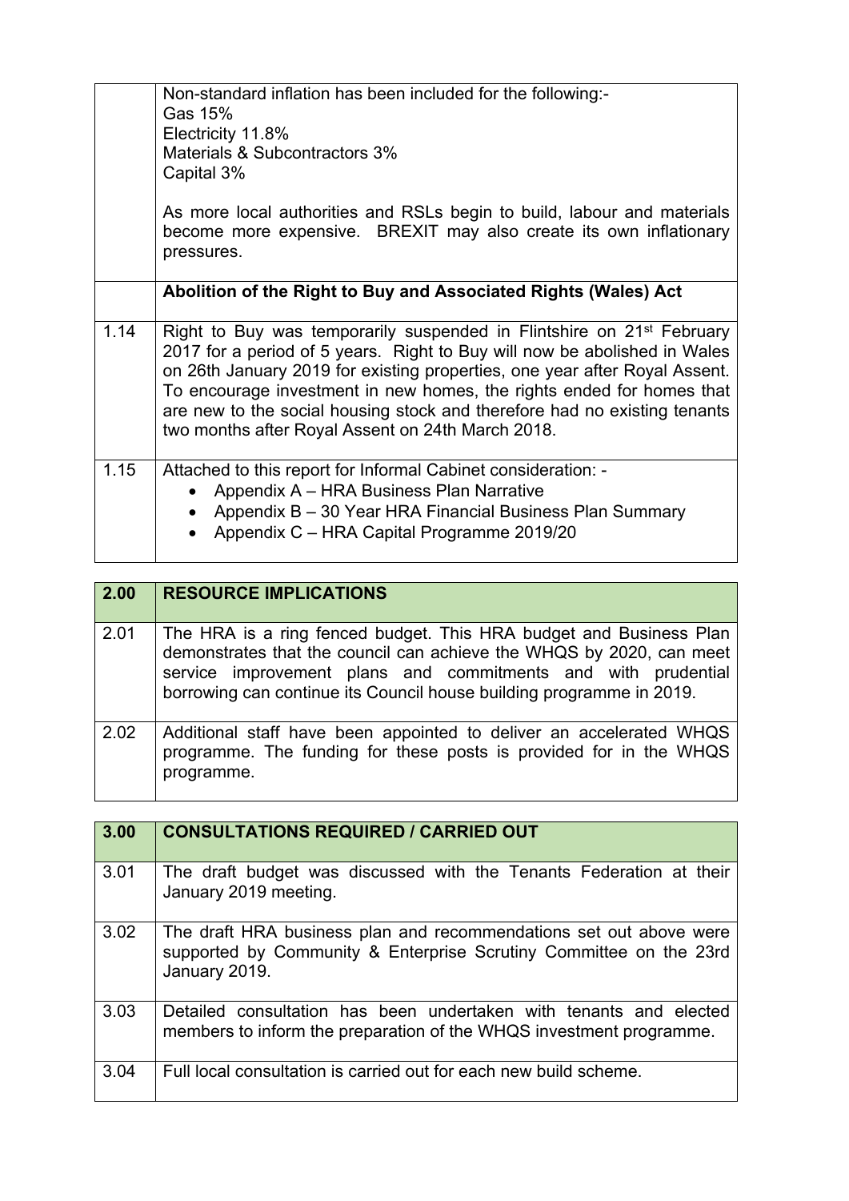| | |
|---|---|
| | Non-standard inflation has been included for the following:-<br>Gas 15%<br>Electricity 11.8%<br>Materials & Subcontractors 3%<br>Capital 3%<br><br>As more local authorities and RSLs begin to build, labour and materials become more expensive. BREXIT may also create its own inflationary pressures. |
| | **Abolition of the Right to Buy and Associated Rights (Wales) Act** |
| 1.14 | Right to Buy was temporarily suspended in Flintshire on 21st February 2017 for a period of 5 years. Right to Buy will now be abolished in Wales on 26th January 2019 for existing properties, one year after Royal Assent. To encourage investment in new homes, the rights ended for homes that are new to the social housing stock and therefore had no existing tenants two months after Royal Assent on 24th March 2018. |
| 1.15 | Attached to this report for Informal Cabinet consideration: -<br>• Appendix A – HRA Business Plan Narrative<br>• Appendix B – 30 Year HRA Financial Business Plan Summary<br>• Appendix C – HRA Capital Programme 2019/20 |

| 2.00 | RESOURCE IMPLICATIONS |
|---|---|
| 2.01 | The HRA is a ring fenced budget. This HRA budget and Business Plan demonstrates that the council can achieve the WHQS by 2020, can meet service improvement plans and commitments and with prudential borrowing can continue its Council house building programme in 2019. |
| 2.02 | Additional staff have been appointed to deliver an accelerated WHQS programme. The funding for these posts is provided for in the WHQS programme. |

| 3.00 | CONSULTATIONS REQUIRED / CARRIED OUT |
|---|---|
| 3.01 | The draft budget was discussed with the Tenants Federation at their January 2019 meeting. |
| 3.02 | The draft HRA business plan and recommendations set out above were supported by Community & Enterprise Scrutiny Committee on the 23rd January 2019. |
| 3.03 | Detailed consultation has been undertaken with tenants and elected members to inform the preparation of the WHQS investment programme. |
| 3.04 | Full local consultation is carried out for each new build scheme. |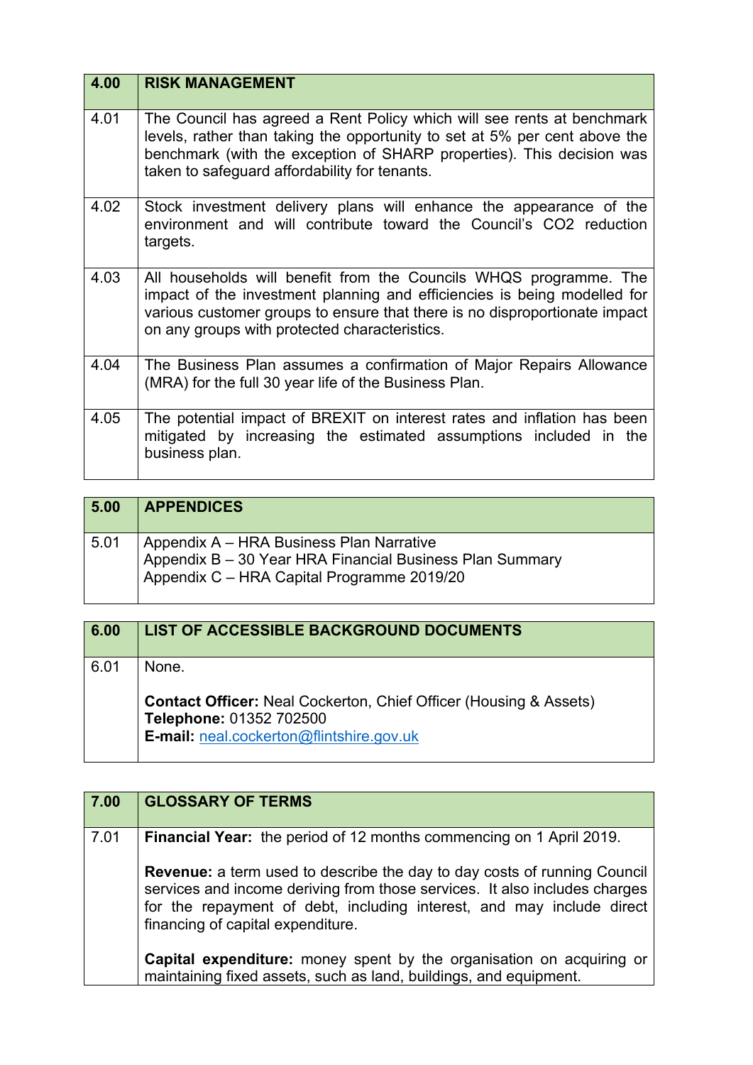| 4.00 | RISK MANAGEMENT |
|---|---|
| 4.01 | The Council has agreed a Rent Policy which will see rents at benchmark levels, rather than taking the opportunity to set at 5% per cent above the benchmark (with the exception of SHARP properties). This decision was taken to safeguard affordability for tenants. |
| 4.02 | Stock investment delivery plans will enhance the appearance of the environment and will contribute toward the Council's $CO_2$ reduction targets. |
| 4.03 | All households will benefit from the Councils WHQS programme. The impact of the investment planning and efficiencies is being modelled for various customer groups to ensure that there is no disproportionate impact on any groups with protected characteristics. |
| 4.04 | The Business Plan assumes a confirmation of Major Repairs Allowance (MRA) for the full 30 year life of the Business Plan. |
| 4.05 | The potential impact of BREXIT on interest rates and inflation has been mitigated by increasing the estimated assumptions included in the business plan. |

| 5.00 | APPENDICES |
|---|---|
| 5.01 | Appendix A – HRA Business Plan Narrative<br>Appendix B – 30 Year HRA Financial Business Plan Summary<br>Appendix C – HRA Capital Programme 2019/20 |

| 6.00 | LIST OF ACCESSIBLE BACKGROUND DOCUMENTS |
|---|---|
| 6.01 | None.<br><br>**Contact Officer:** Neal Cockerton, Chief Officer (Housing & Assets)<br>**Telephone:** 01352 702500<br>**E-mail:** neal.cockerton@flintshire.gov.uk |

| 7.00 | GLOSSARY OF TERMS |
|---|---|
| 7.01 | **Financial Year:** the period of 12 months commencing on 1 April 2019.<br><br>**Revenue:** a term used to describe the day to day costs of running Council services and income deriving from those services. It also includes charges for the repayment of debt, including interest, and may include direct financing of capital expenditure.<br><br>**Capital expenditure:** money spent by the organisation on acquiring or maintaining fixed assets, such as land, buildings, and equipment. |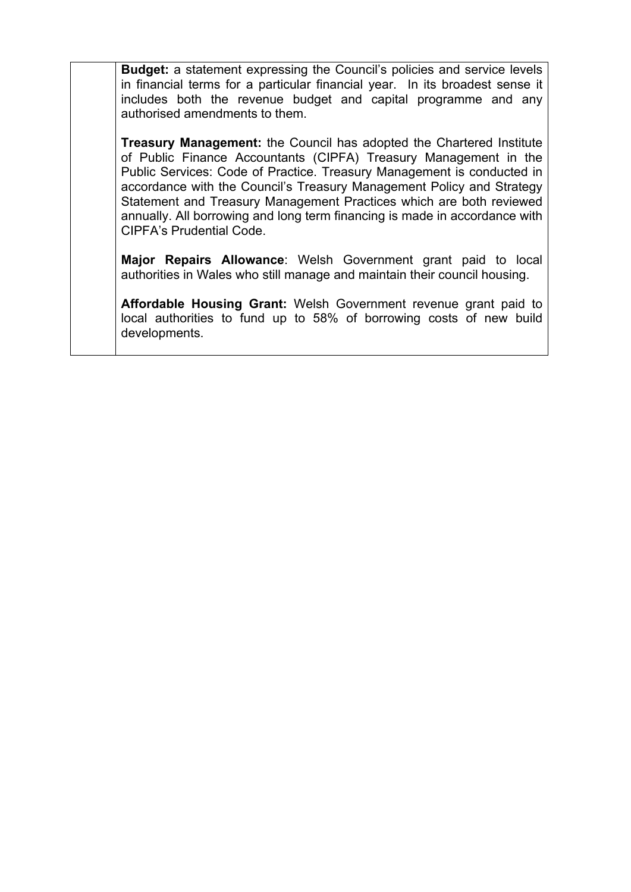| | |
|---|---|
| | **Budget:** a statement expressing the Council's policies and service levels in financial terms for a particular financial year. In its broadest sense it includes both the revenue budget and capital programme and any authorised amendments to them.<br><br>**Treasury Management:** the Council has adopted the Chartered Institute of Public Finance Accountants (CIPFA) Treasury Management in the Public Services: Code of Practice. Treasury Management is conducted in accordance with the Council's Treasury Management Policy and Strategy Statement and Treasury Management Practices which are both reviewed annually. All borrowing and long term financing is made in accordance with CIPFA's Prudential Code.<br><br>**Major Repairs Allowance**: Welsh Government grant paid to local authorities in Wales who still manage and maintain their council housing.<br><br>**Affordable Housing Grant:** Welsh Government revenue grant paid to local authorities to fund up to 58% of borrowing costs of new build developments. |